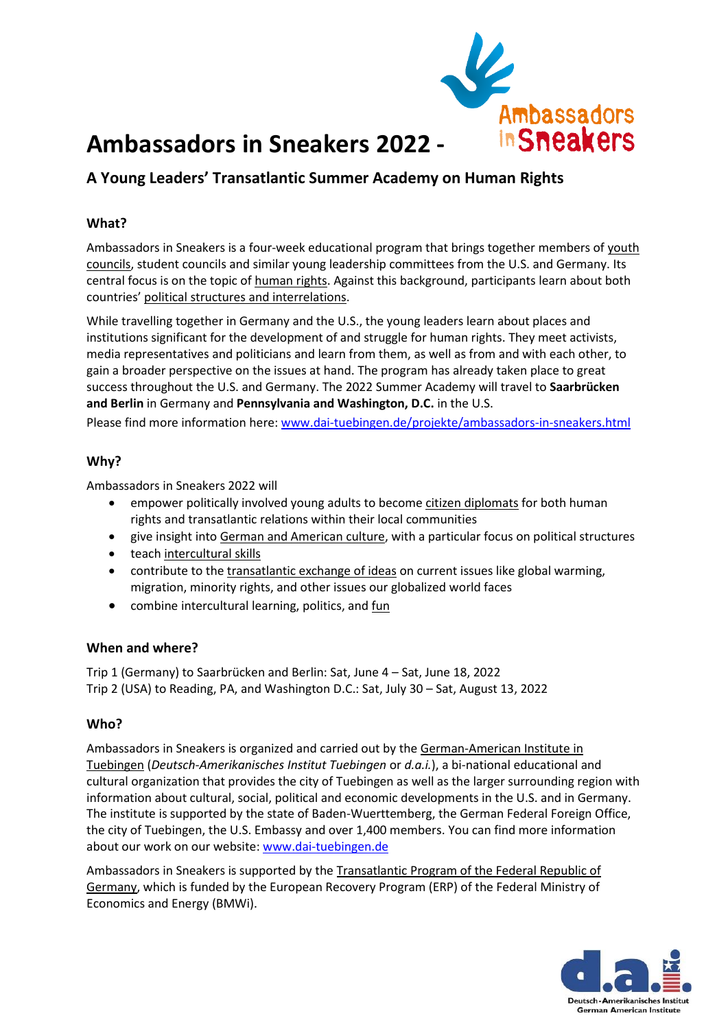# Ambassadors in Sneakers 2022 -

## A Young Leaders' Transatlantic Summer Academy on Human Rights

### What?

Ambassadors in Sneakers is a four-week educational program that brings together members of youth councils, student councils and similar young leadership committees from the U.S. and Germany. Its central focus is on the topic of human rights. Against this background, participants learn about both countries' political structures and interrelations.

While travelling together in Germany and the U.S., the young leaders learn about places and institutions significant for the development of and struggle for human rights. They meet activists, media representatives and politicians and learn from them, as well as from and with each other, to gain a broader perspective on the issues at hand. The program has already taken place to great success throughout the U.S. and Germany. The 2022 Summer Academy will travel to **Saarbrücken and Berlin** in Germany and **Pennsylvania and Washington, D.C.** in the U.S.

Please find more information here: www.dai-tuebingen.de/projekte/ambassadors-in-sneakers.html

### Why?

Ambassadors in Sneakers 2022 will

- empower politically involved young adults to become citizen diplomats for both human rights and transatlantic relations within their local communities
- give insight into German and American culture, with a particular focus on political structures
- teach intercultural skills
- contribute to the transatlantic exchange of ideas on current issues like global warming, migration, minority rights, and other issues our globalized world faces
- combine intercultural learning, politics, and fun

### When and where?

Trip 1 (Germany) to Saarbrücken and Berlin: Sat, June 4 – Sat, June 18, 2022
Trip 2 (USA) to Reading, PA, and Washington D.C.: Sat, July 30 – Sat, August 13, 2022

### Who?

Ambassadors in Sneakers is organized and carried out by the German-American Institute in Tuebingen (*Deutsch-Amerikanisches Institut Tuebingen* or *d.a.i.*), a bi-national educational and cultural organization that provides the city of Tuebingen as well as the larger surrounding region with information about cultural, social, political and economic developments in the U.S. and in Germany. The institute is supported by the state of Baden-Wuerttemberg, the German Federal Foreign Office, the city of Tuebingen, the U.S. Embassy and over 1,400 members. You can find more information about our work on our website: www.dai-tuebingen.de

Ambassadors in Sneakers is supported by the Transatlantic Program of the Federal Republic of Germany, which is funded by the European Recovery Program (ERP) of the Federal Ministry of Economics and Energy (BMWi).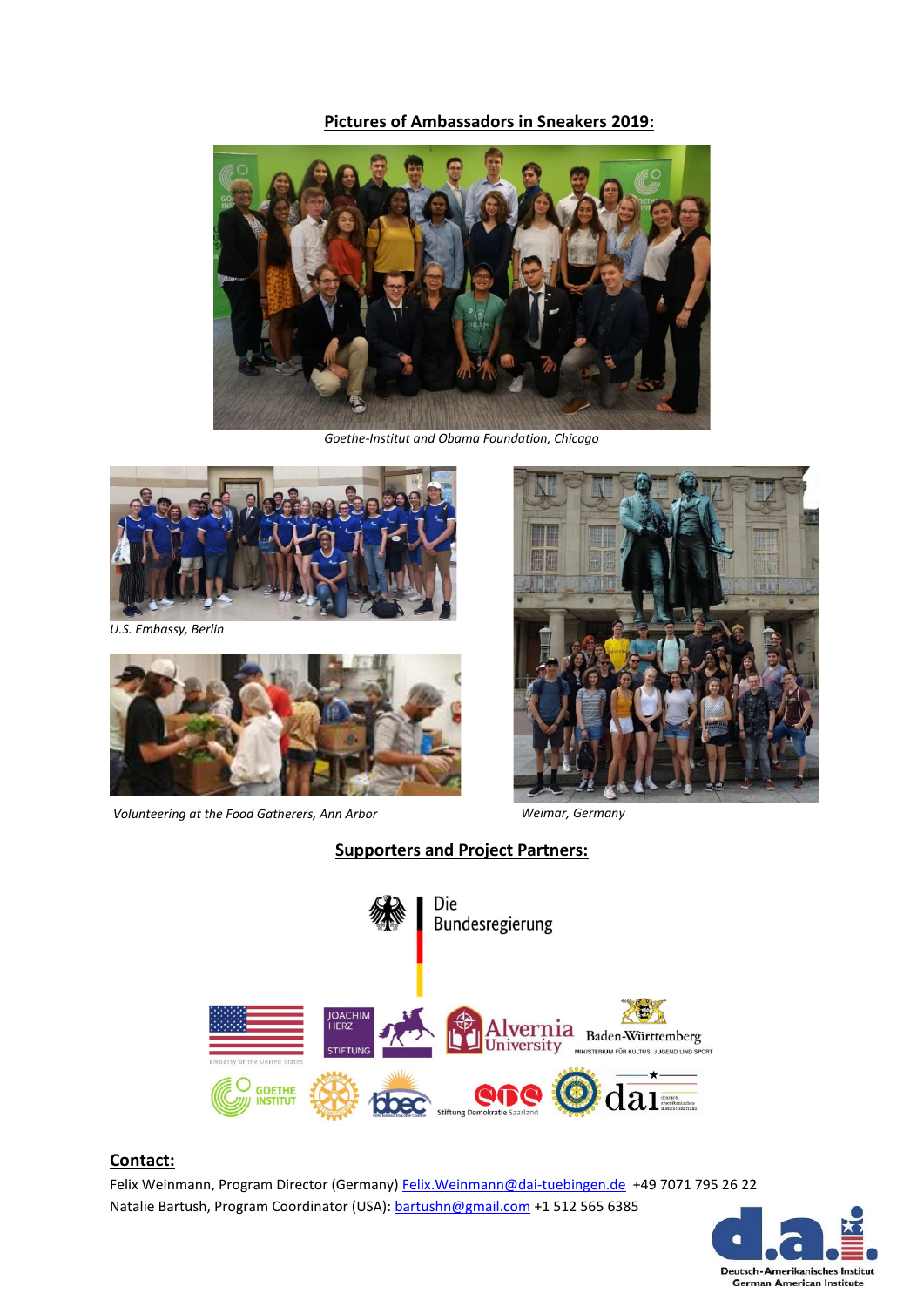## Pictures of Ambassadors in Sneakers 2019:

*Goethe-Institut and Obama Foundation, Chicago*

*U.S. Embassy, Berlin*

*Volunteering at the Food Gatherers, Ann Arbor*

*Weimar, Germany*

## Supporters and Project Partners:

## Contact:

Felix Weinmann, Program Director (Germany) Felix.Weinmann@dai-tuebingen.de +49 7071 795 26 22
Natalie Bartush, Program Coordinator (USA): bartushn@gmail.com +1 512 565 6385